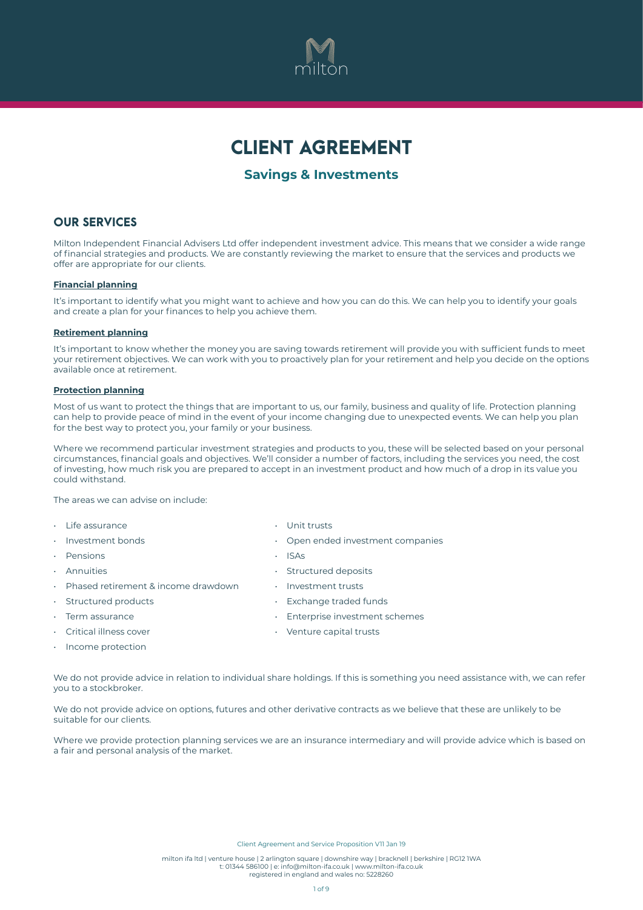# CLIENT AGREEMENT

## Savings & Investments

## OUR SERVICES

Milton Independent Financial Advisers Ltd offer independent investment advice. This means that we consider a wide range of financial strategies and products. We are constantly reviewing the market to ensure that the services and products we offer are appropriate for our clients.

**Financial planning**

It's important to identify what you might want to achieve and how you can do this. We can help you to identify your goals and create a plan for your finances to help you achieve them.

**Retirement planning**

It's important to know whether the money you are saving towards retirement will provide you with sufficient funds to meet your retirement objectives. We can work with you to proactively plan for your retirement and help you decide on the options available once at retirement.

**Protection planning**

Most of us want to protect the things that are important to us, our family, business and quality of life. Protection planning can help to provide peace of mind in the event of your income changing due to unexpected events. We can help you plan for the best way to protect you, your family or your business.

Where we recommend particular investment strategies and products to you, these will be selected based on your personal circumstances, financial goals and objectives. We'll consider a number of factors, including the services you need, the cost of investing, how much risk you are prepared to accept in an investment product and how much of a drop in its value you could withstand.

The areas we can advise on include:

- Life assurance
- Investment bonds
- Pensions
- Annuities
- Phased retirement & income drawdown
- Structured products
- Term assurance
- Critical illness cover
- Income protection
- Unit trusts
- Open ended investment companies
- ISAs
- Structured deposits
- Investment trusts
- Exchange traded funds
- Enterprise investment schemes
- Venture capital trusts

We do not provide advice in relation to individual share holdings. If this is something you need assistance with, we can refer you to a stockbroker.

We do not provide advice on options, futures and other derivative contracts as we believe that these are unlikely to be suitable for our clients.

Where we provide protection planning services we are an insurance intermediary and will provide advice which is based on a fair and personal analysis of the market.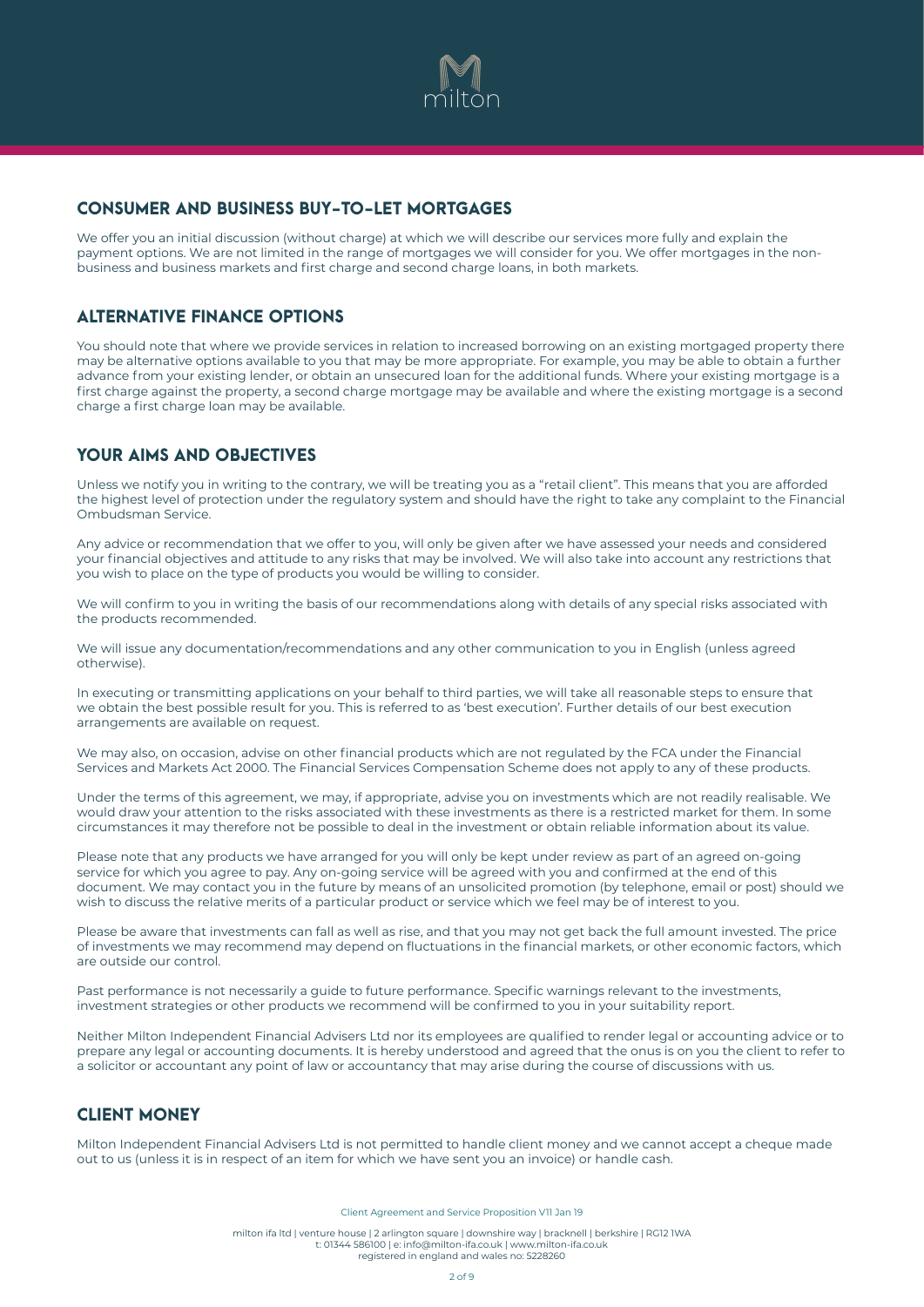## CONSUMER AND BUSINESS BUY-TO-LET MORTGAGES

We offer you an initial discussion (without charge) at which we will describe our services more fully and explain the payment options. We are not limited in the range of mortgages we will consider for you. We offer mortgages in the non-business and business markets and first charge and second charge loans, in both markets.

## ALTERNATIVE FINANCE OPTIONS

You should note that where we provide services in relation to increased borrowing on an existing mortgaged property there may be alternative options available to you that may be more appropriate. For example, you may be able to obtain a further advance from your existing lender, or obtain an unsecured loan for the additional funds. Where your existing mortgage is a first charge against the property, a second charge mortgage may be available and where the existing mortgage is a second charge a first charge loan may be available.

## YOUR AIMS AND OBJECTIVES

Unless we notify you in writing to the contrary, we will be treating you as a "retail client". This means that you are afforded the highest level of protection under the regulatory system and should have the right to take any complaint to the Financial Ombudsman Service.

Any advice or recommendation that we offer to you, will only be given after we have assessed your needs and considered your financial objectives and attitude to any risks that may be involved. We will also take into account any restrictions that you wish to place on the type of products you would be willing to consider.

We will confirm to you in writing the basis of our recommendations along with details of any special risks associated with the products recommended.

We will issue any documentation/recommendations and any other communication to you in English (unless agreed otherwise).

In executing or transmitting applications on your behalf to third parties, we will take all reasonable steps to ensure that we obtain the best possible result for you. This is referred to as 'best execution'. Further details of our best execution arrangements are available on request.

We may also, on occasion, advise on other financial products which are not regulated by the FCA under the Financial Services and Markets Act 2000. The Financial Services Compensation Scheme does not apply to any of these products.

Under the terms of this agreement, we may, if appropriate, advise you on investments which are not readily realisable. We would draw your attention to the risks associated with these investments as there is a restricted market for them. In some circumstances it may therefore not be possible to deal in the investment or obtain reliable information about its value.

Please note that any products we have arranged for you will only be kept under review as part of an agreed on-going service for which you agree to pay. Any on-going service will be agreed with you and confirmed at the end of this document. We may contact you in the future by means of an unsolicited promotion (by telephone, email or post) should we wish to discuss the relative merits of a particular product or service which we feel may be of interest to you.

Please be aware that investments can fall as well as rise, and that you may not get back the full amount invested. The price of investments we may recommend may depend on fluctuations in the financial markets, or other economic factors, which are outside our control.

Past performance is not necessarily a guide to future performance. Specific warnings relevant to the investments, investment strategies or other products we recommend will be confirmed to you in your suitability report.

Neither Milton Independent Financial Advisers Ltd nor its employees are qualified to render legal or accounting advice or to prepare any legal or accounting documents. It is hereby understood and agreed that the onus is on you the client to refer to a solicitor or accountant any point of law or accountancy that may arise during the course of discussions with us.

## CLIENT MONEY

Milton Independent Financial Advisers Ltd is not permitted to handle client money and we cannot accept a cheque made out to us (unless it is in respect of an item for which we have sent you an invoice) or handle cash.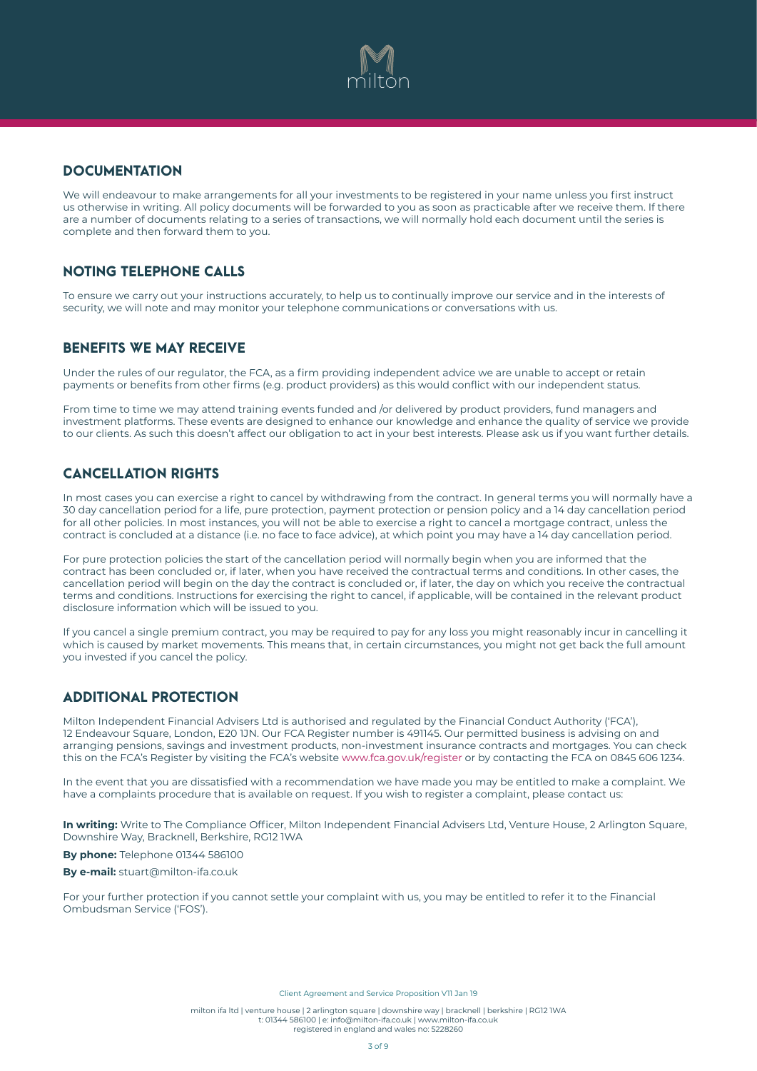## DOCUMENTATION

We will endeavour to make arrangements for all your investments to be registered in your name unless you first instruct us otherwise in writing. All policy documents will be forwarded to you as soon as practicable after we receive them. If there are a number of documents relating to a series of transactions, we will normally hold each document until the series is complete and then forward them to you.

## NOTING TELEPHONE CALLS

To ensure we carry out your instructions accurately, to help us to continually improve our service and in the interests of security, we will note and may monitor your telephone communications or conversations with us.

## BENEFITS WE MAY RECEIVE

Under the rules of our regulator, the FCA, as a firm providing independent advice we are unable to accept or retain payments or benefits from other firms (e.g. product providers) as this would conflict with our independent status.

From time to time we may attend training events funded and /or delivered by product providers, fund managers and investment platforms. These events are designed to enhance our knowledge and enhance the quality of service we provide to our clients. As such this doesn't affect our obligation to act in your best interests. Please ask us if you want further details.

## CANCELLATION RIGHTS

In most cases you can exercise a right to cancel by withdrawing from the contract. In general terms you will normally have a 30 day cancellation period for a life, pure protection, payment protection or pension policy and a 14 day cancellation period for all other policies. In most instances, you will not be able to exercise a right to cancel a mortgage contract, unless the contract is concluded at a distance (i.e. no face to face advice), at which point you may have a 14 day cancellation period.

For pure protection policies the start of the cancellation period will normally begin when you are informed that the contract has been concluded or, if later, when you have received the contractual terms and conditions. In other cases, the cancellation period will begin on the day the contract is concluded or, if later, the day on which you receive the contractual terms and conditions. Instructions for exercising the right to cancel, if applicable, will be contained in the relevant product disclosure information which will be issued to you.

If you cancel a single premium contract, you may be required to pay for any loss you might reasonably incur in cancelling it which is caused by market movements. This means that, in certain circumstances, you might not get back the full amount you invested if you cancel the policy.

## ADDITIONAL PROTECTION

Milton Independent Financial Advisers Ltd is authorised and regulated by the Financial Conduct Authority ('FCA'), 12 Endeavour Square, London, E20 1JN. Our FCA Register number is 491145. Our permitted business is advising on and arranging pensions, savings and investment products, non-investment insurance contracts and mortgages. You can check this on the FCA's Register by visiting the FCA's website www.fca.gov.uk/register or by contacting the FCA on 0845 606 1234.

In the event that you are dissatisfied with a recommendation we have made you may be entitled to make a complaint. We have a complaints procedure that is available on request. If you wish to register a complaint, please contact us:

**In writing:** Write to The Compliance Officer, Milton Independent Financial Advisers Ltd, Venture House, 2 Arlington Square, Downshire Way, Bracknell, Berkshire, RG12 1WA

**By phone:** Telephone 01344 586100

**By e-mail:** stuart@milton-ifa.co.uk

For your further protection if you cannot settle your complaint with us, you may be entitled to refer it to the Financial Ombudsman Service ('FOS').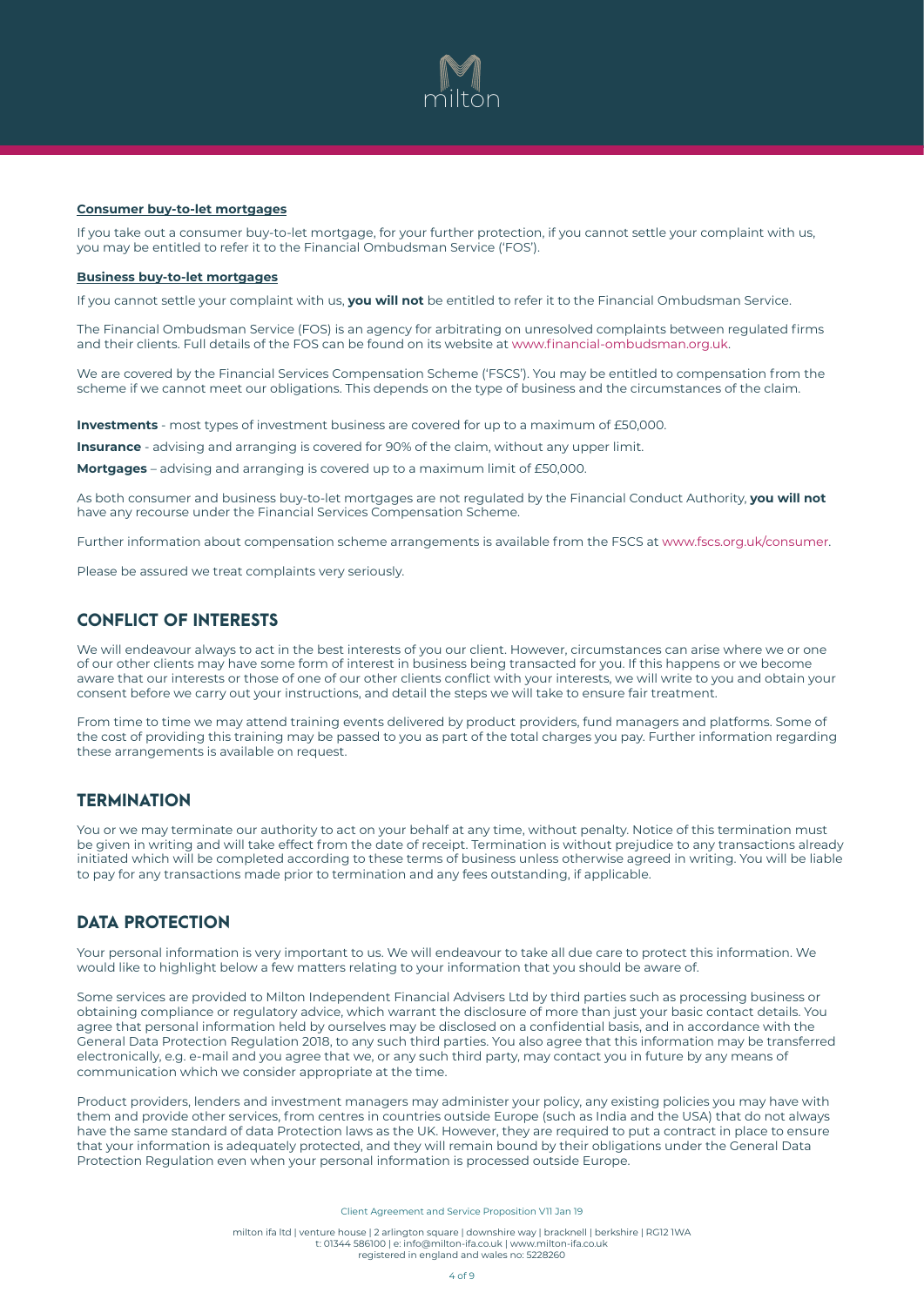**Consumer buy-to-let mortgages**

If you take out a consumer buy-to-let mortgage, for your further protection, if you cannot settle your complaint with us, you may be entitled to refer it to the Financial Ombudsman Service ('FOS').

**Business buy-to-let mortgages**

If you cannot settle your complaint with us, **you will not** be entitled to refer it to the Financial Ombudsman Service.

The Financial Ombudsman Service (FOS) is an agency for arbitrating on unresolved complaints between regulated firms and their clients. Full details of the FOS can be found on its website at www.financial-ombudsman.org.uk.

We are covered by the Financial Services Compensation Scheme ('FSCS'). You may be entitled to compensation from the scheme if we cannot meet our obligations. This depends on the type of business and the circumstances of the claim.

**Investments** - most types of investment business are covered for up to a maximum of £50,000.

**Insurance** - advising and arranging is covered for 90% of the claim, without any upper limit.

**Mortgages** – advising and arranging is covered up to a maximum limit of £50,000.

As both consumer and business buy-to-let mortgages are not regulated by the Financial Conduct Authority, **you will not** have any recourse under the Financial Services Compensation Scheme.

Further information about compensation scheme arrangements is available from the FSCS at www.fscs.org.uk/consumer.

Please be assured we treat complaints very seriously.

## CONFLICT OF INTERESTS

We will endeavour always to act in the best interests of you our client. However, circumstances can arise where we or one of our other clients may have some form of interest in business being transacted for you. If this happens or we become aware that our interests or those of one of our other clients conflict with your interests, we will write to you and obtain your consent before we carry out your instructions, and detail the steps we will take to ensure fair treatment.

From time to time we may attend training events delivered by product providers, fund managers and platforms. Some of the cost of providing this training may be passed to you as part of the total charges you pay. Further information regarding these arrangements is available on request.

## TERMINATION

You or we may terminate our authority to act on your behalf at any time, without penalty. Notice of this termination must be given in writing and will take effect from the date of receipt. Termination is without prejudice to any transactions already initiated which will be completed according to these terms of business unless otherwise agreed in writing. You will be liable to pay for any transactions made prior to termination and any fees outstanding, if applicable.

## DATA PROTECTION

Your personal information is very important to us. We will endeavour to take all due care to protect this information. We would like to highlight below a few matters relating to your information that you should be aware of.

Some services are provided to Milton Independent Financial Advisers Ltd by third parties such as processing business or obtaining compliance or regulatory advice, which warrant the disclosure of more than just your basic contact details. You agree that personal information held by ourselves may be disclosed on a confidential basis, and in accordance with the General Data Protection Regulation 2018, to any such third parties. You also agree that this information may be transferred electronically, e.g. e-mail and you agree that we, or any such third party, may contact you in future by any means of communication which we consider appropriate at the time.

Product providers, lenders and investment managers may administer your policy, any existing policies you may have with them and provide other services, from centres in countries outside Europe (such as India and the USA) that do not always have the same standard of data Protection laws as the UK. However, they are required to put a contract in place to ensure that your information is adequately protected, and they will remain bound by their obligations under the General Data Protection Regulation even when your personal information is processed outside Europe.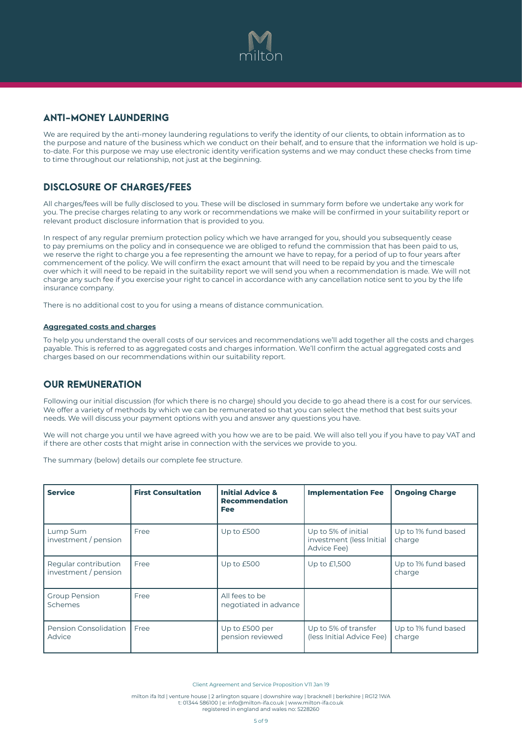## ANTI-MONEY LAUNDERING

We are required by the anti-money laundering regulations to verify the identity of our clients, to obtain information as to the purpose and nature of the business which we conduct on their behalf, and to ensure that the information we hold is up-to-date. For this purpose we may use electronic identity verification systems and we may conduct these checks from time to time throughout our relationship, not just at the beginning.

## DISCLOSURE OF CHARGES/FEES

All charges/fees will be fully disclosed to you. These will be disclosed in summary form before we undertake any work for you. The precise charges relating to any work or recommendations we make will be confirmed in your suitability report or relevant product disclosure information that is provided to you.

In respect of any regular premium protection policy which we have arranged for you, should you subsequently cease to pay premiums on the policy and in consequence we are obliged to refund the commission that has been paid to us, we reserve the right to charge you a fee representing the amount we have to repay, for a period of up to four years after commencement of the policy. We will confirm the exact amount that will need to be repaid by you and the timescale over which it will need to be repaid in the suitability report we will send you when a recommendation is made. We will not charge any such fee if you exercise your right to cancel in accordance with any cancellation notice sent to you by the life insurance company.

There is no additional cost to you for using a means of distance communication.

**Aggregated costs and charges**

To help you understand the overall costs of our services and recommendations we'll add together all the costs and charges payable. This is referred to as aggregated costs and charges information. We'll confirm the actual aggregated costs and charges based on our recommendations within our suitability report.

## OUR REMUNERATION

Following our initial discussion (for which there is no charge) should you decide to go ahead there is a cost for our services. We offer a variety of methods by which we can be remunerated so that you can select the method that best suits your needs. We will discuss your payment options with you and answer any questions you have.

We will not charge you until we have agreed with you how we are to be paid. We will also tell you if you have to pay VAT and if there are other costs that might arise in connection with the services we provide to you.

The summary (below) details our complete fee structure.

| Service | First Consultation | Initial Advice & Recommendation Fee | Implementation Fee | Ongoing Charge |
|---|---|---|---|---|
| Lump Sum investment / pension | Free | Up to £500 | Up to 5% of initial investment (less Initial Advice Fee) | Up to 1% fund based charge |
| Regular contribution investment / pension | Free | Up to £500 | Up to £1,500 | Up to 1% fund based charge |
| Group Pension Schemes | Free | All fees to be negotiated in advance | | |
| Pension Consolidation Advice | Free | Up to £500 per pension reviewed | Up to 5% of transfer (less Initial Advice Fee) | Up to 1% fund based charge |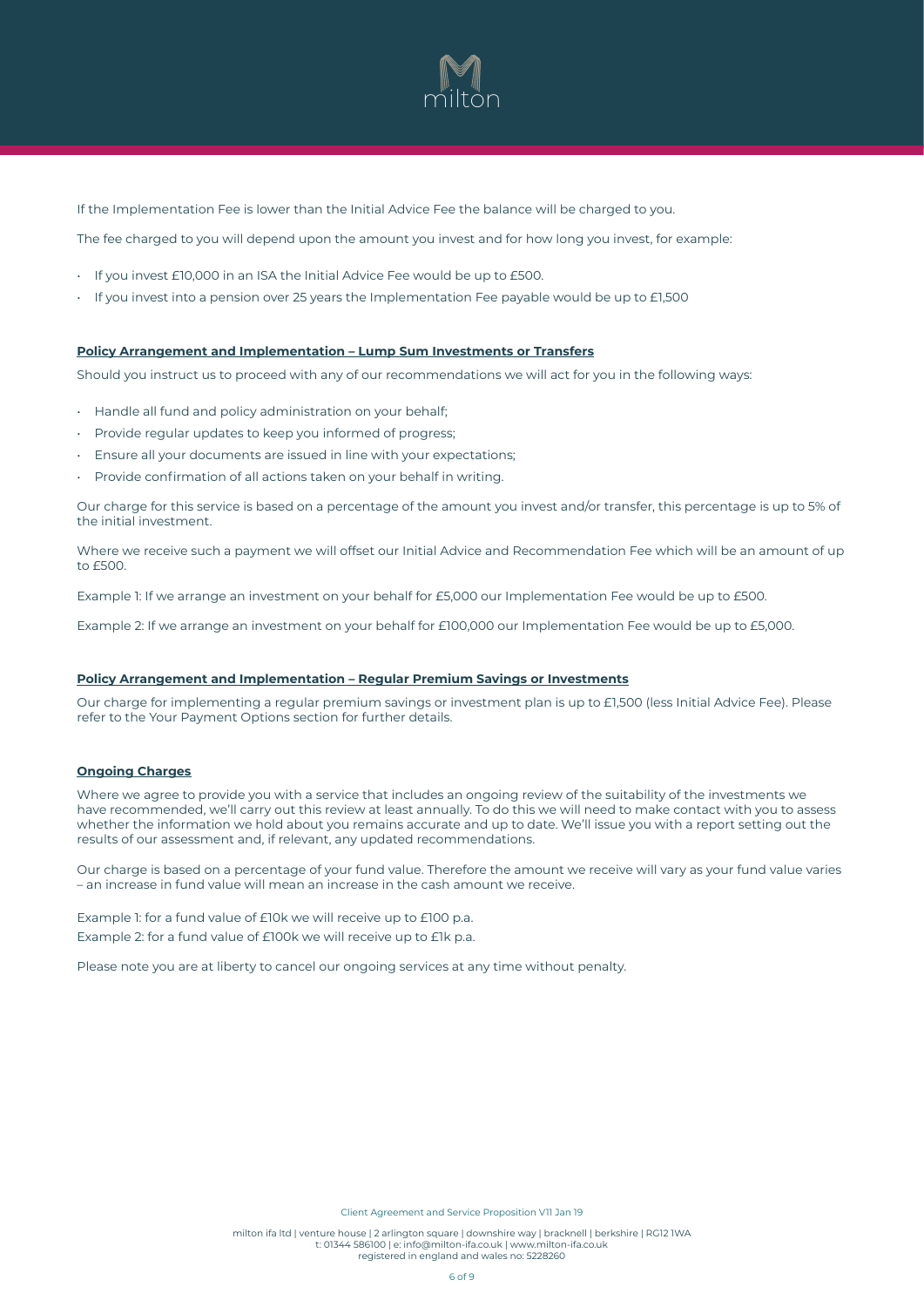If the Implementation Fee is lower than the Initial Advice Fee the balance will be charged to you.

The fee charged to you will depend upon the amount you invest and for how long you invest, for example:

- If you invest £10,000 in an ISA the Initial Advice Fee would be up to £500.
- If you invest into a pension over 25 years the Implementation Fee payable would be up to £1,500

**Policy Arrangement and Implementation – Lump Sum Investments or Transfers**

Should you instruct us to proceed with any of our recommendations we will act for you in the following ways:

- Handle all fund and policy administration on your behalf;
- Provide regular updates to keep you informed of progress;
- Ensure all your documents are issued in line with your expectations;
- Provide confirmation of all actions taken on your behalf in writing.

Our charge for this service is based on a percentage of the amount you invest and/or transfer, this percentage is up to 5% of the initial investment.

Where we receive such a payment we will offset our Initial Advice and Recommendation Fee which will be an amount of up to £500.

Example 1: If we arrange an investment on your behalf for £5,000 our Implementation Fee would be up to £500.

Example 2: If we arrange an investment on your behalf for £100,000 our Implementation Fee would be up to £5,000.

**Policy Arrangement and Implementation – Regular Premium Savings or Investments**

Our charge for implementing a regular premium savings or investment plan is up to £1,500 (less Initial Advice Fee). Please refer to the Your Payment Options section for further details.

**Ongoing Charges**

Where we agree to provide you with a service that includes an ongoing review of the suitability of the investments we have recommended, we'll carry out this review at least annually. To do this we will need to make contact with you to assess whether the information we hold about you remains accurate and up to date. We'll issue you with a report setting out the results of our assessment and, if relevant, any updated recommendations.

Our charge is based on a percentage of your fund value. Therefore the amount we receive will vary as your fund value varies – an increase in fund value will mean an increase in the cash amount we receive.

Example 1: for a fund value of £10k we will receive up to £100 p.a.

Example 2: for a fund value of £100k we will receive up to £1k p.a.

Please note you are at liberty to cancel our ongoing services at any time without penalty.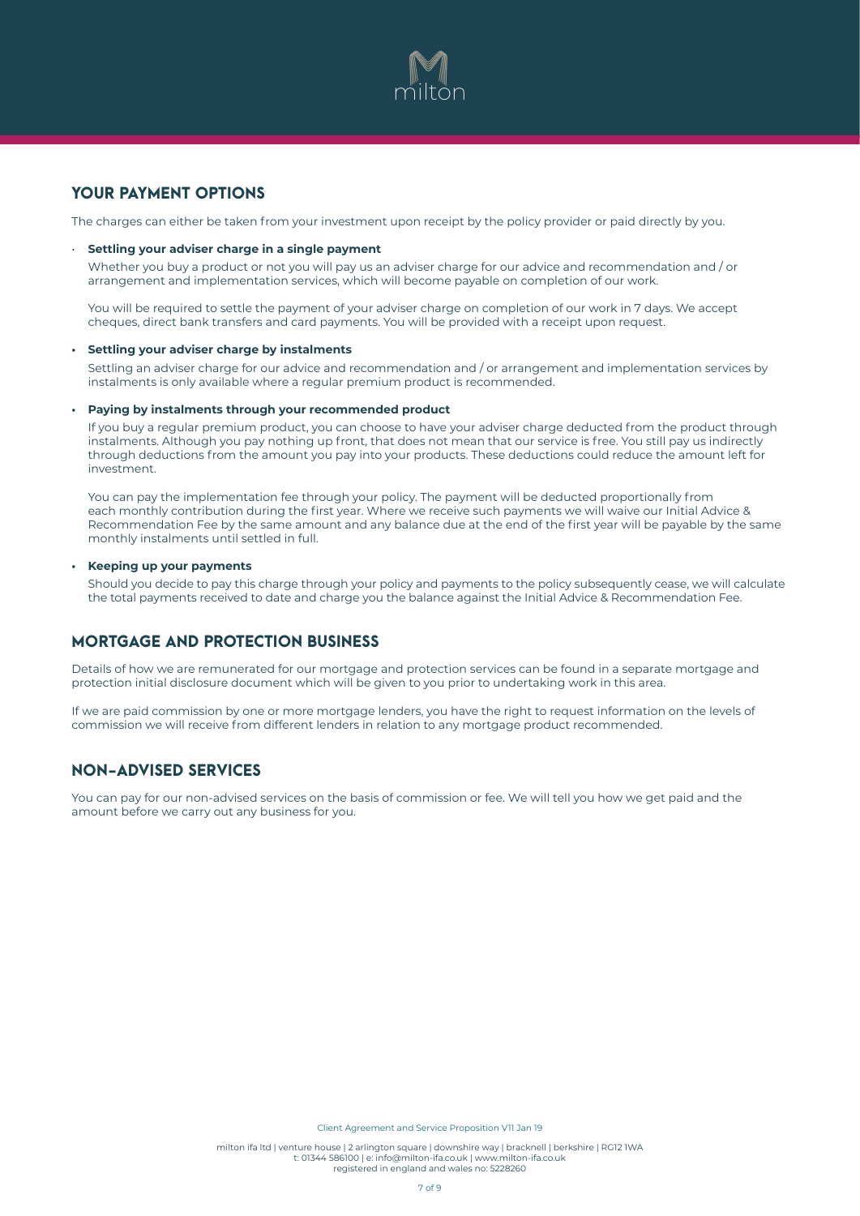## YOUR PAYMENT OPTIONS

The charges can either be taken from your investment upon receipt by the policy provider or paid directly by you.

- **Settling your adviser charge in a single payment**

  Whether you buy a product or not you will pay us an adviser charge for our advice and recommendation and / or arrangement and implementation services, which will become payable on completion of our work.

  You will be required to settle the payment of your adviser charge on completion of our work in 7 days. We accept cheques, direct bank transfers and card payments. You will be provided with a receipt upon request.

- **Settling your adviser charge by instalments**

  Settling an adviser charge for our advice and recommendation and / or arrangement and implementation services by instalments is only available where a regular premium product is recommended.

- **Paying by instalments through your recommended product**

  If you buy a regular premium product, you can choose to have your adviser charge deducted from the product through instalments. Although you pay nothing up front, that does not mean that our service is free. You still pay us indirectly through deductions from the amount you pay into your products. These deductions could reduce the amount left for investment.

  You can pay the implementation fee through your policy. The payment will be deducted proportionally from each monthly contribution during the first year. Where we receive such payments we will waive our Initial Advice & Recommendation Fee by the same amount and any balance due at the end of the first year will be payable by the same monthly instalments until settled in full.

- **Keeping up your payments**

  Should you decide to pay this charge through your policy and payments to the policy subsequently cease, we will calculate the total payments received to date and charge you the balance against the Initial Advice & Recommendation Fee.

## MORTGAGE AND PROTECTION BUSINESS

Details of how we are remunerated for our mortgage and protection services can be found in a separate mortgage and protection initial disclosure document which will be given to you prior to undertaking work in this area.

If we are paid commission by one or more mortgage lenders, you have the right to request information on the levels of commission we will receive from different lenders in relation to any mortgage product recommended.

## NON-ADVISED SERVICES

You can pay for our non-advised services on the basis of commission or fee. We will tell you how we get paid and the amount before we carry out any business for you.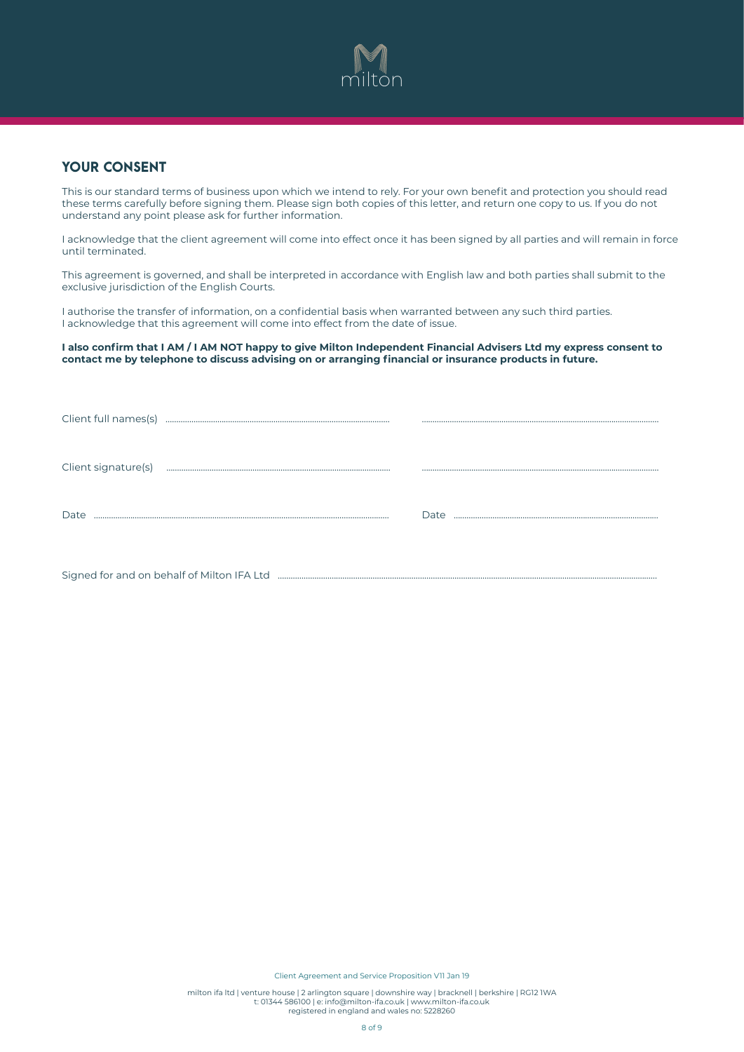## YOUR CONSENT

This is our standard terms of business upon which we intend to rely. For your own benefit and protection you should read these terms carefully before signing them. Please sign both copies of this letter, and return one copy to us. If you do not understand any point please ask for further information.

I acknowledge that the client agreement will come into effect once it has been signed by all parties and will remain in force until terminated.

This agreement is governed, and shall be interpreted in accordance with English law and both parties shall submit to the exclusive jurisdiction of the English Courts.

I authorise the transfer of information, on a confidential basis when warranted between any such third parties.
I acknowledge that this agreement will come into effect from the date of issue.

**I also confirm that I AM / I AM NOT happy to give Milton Independent Financial Advisers Ltd my express consent to contact me by telephone to discuss advising on or arranging financial or insurance products in future.**

Client full names(s) ............................................................ ............................................................

Client signature(s) ............................................................ ............................................................

Date ............................................................ Date ............................................................

Signed for and on behalf of Milton IFA Ltd ............................................................

Client Agreement and Service Proposition V11 Jan 19

milton ifa ltd | venture house | 2 arlington square | downshire way | bracknell | berkshire | RG12 1WA
t: 01344 586100 | e: info@milton-ifa.co.uk | www.milton-ifa.co.uk
registered in england and wales no: 5228260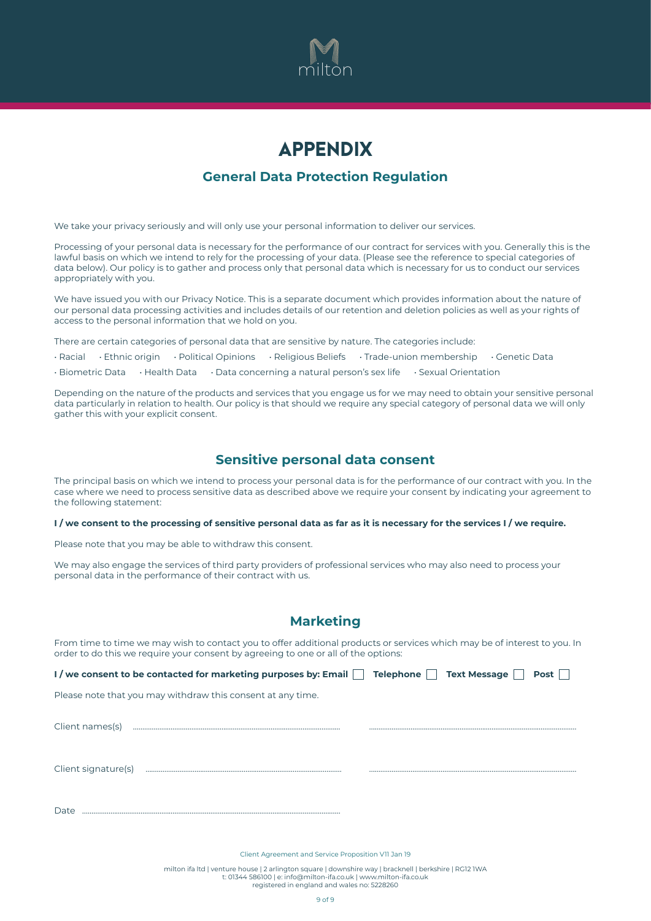# APPENDIX

## General Data Protection Regulation

We take your privacy seriously and will only use your personal information to deliver our services.

Processing of your personal data is necessary for the performance of our contract for services with you. Generally this is the lawful basis on which we intend to rely for the processing of your data. (Please see the reference to special categories of data below). Our policy is to gather and process only that personal data which is necessary for us to conduct our services appropriately with you.

We have issued you with our Privacy Notice. This is a separate document which provides information about the nature of our personal data processing activities and includes details of our retention and deletion policies as well as your rights of access to the personal information that we hold on you.

There are certain categories of personal data that are sensitive by nature. The categories include:

- Racial
- Ethnic origin
- Political Opinions
- Religious Beliefs
- Trade-union membership
- Genetic Data
- Biometric Data
- Health Data
- Data concerning a natural person's sex life
- Sexual Orientation

Depending on the nature of the products and services that you engage us for we may need to obtain your sensitive personal data particularly in relation to health. Our policy is that should we require any special category of personal data we will only gather this with your explicit consent.

## Sensitive personal data consent

The principal basis on which we intend to process your personal data is for the performance of our contract with you. In the case where we need to process sensitive data as described above we require your consent by indicating your agreement to the following statement:

**I / we consent to the processing of sensitive personal data as far as it is necessary for the services I / we require.**

Please note that you may be able to withdraw this consent.

We may also engage the services of third party providers of professional services who may also need to process your personal data in the performance of their contract with us.

## Marketing

From time to time we may wish to contact you to offer additional products or services which may be of interest to you. In order to do this we require your consent by agreeing to one or all of the options:

**I / we consent to be contacted for marketing purposes by: Email ☐ Telephone ☐ Text Message ☐ Post ☐**

Please note that you may withdraw this consent at any time.

Client names(s) .................................................... ....................................................

Client signature(s) .................................................... ....................................................

Date ....................................................

Client Agreement and Service Proposition V11 Jan 19

milton ifa ltd | venture house | 2 arlington square | downshire way | bracknell | berkshire | RG12 1WA
t: 01344 586100 | e: info@milton-ifa.co.uk | www.milton-ifa.co.uk
registered in england and wales no: 5228260